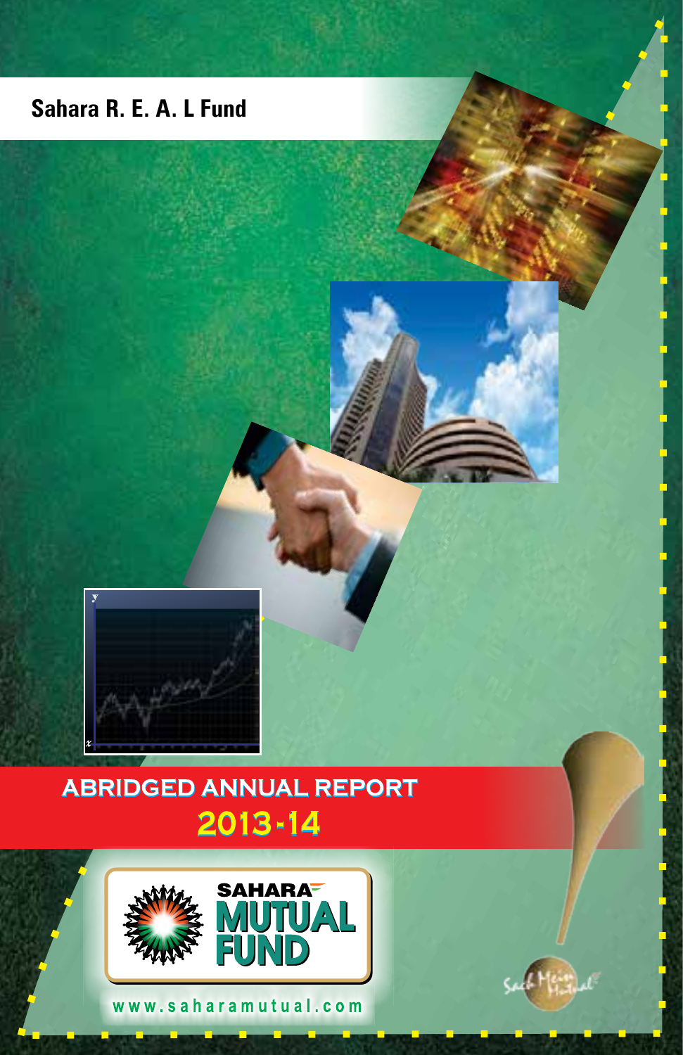# Sahara R. E. A. L Fund

## ABRIDGED ANNUAL REPORT

## 2013 - 14

SAHARA MUTUAL FUND

www.saharamutual.com

Sach Mein Mutual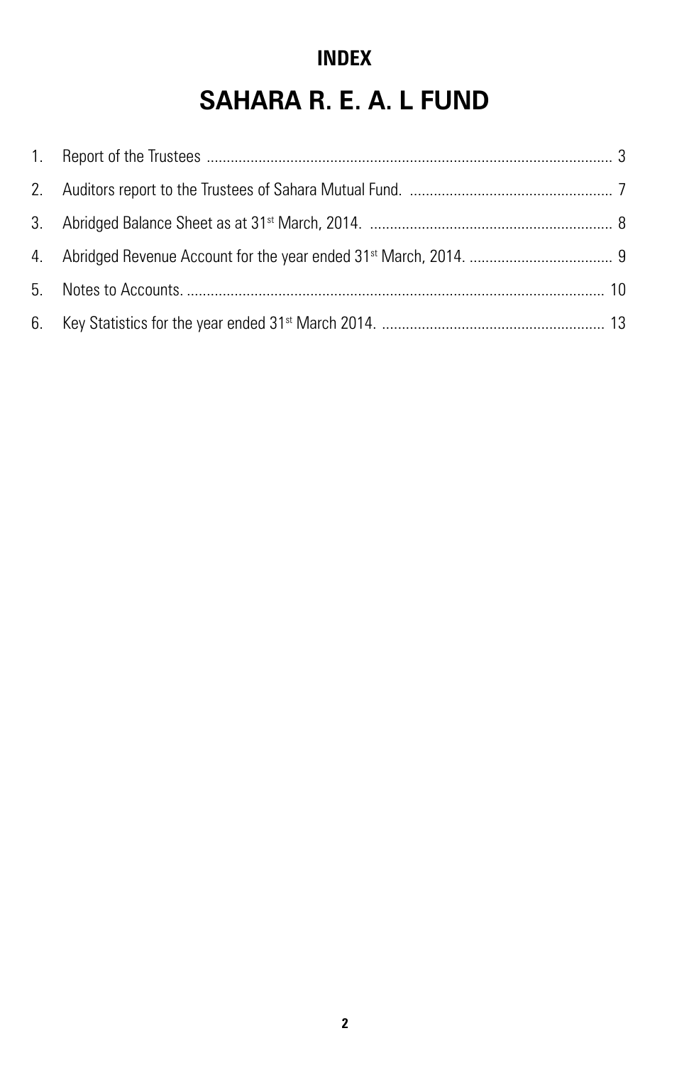## INDEX

# SAHARA R. E. A. L FUND

1. Report of the Trustees ..................................................................................................... 3
2. Auditors report to the Trustees of Sahara Mutual Fund. .................................................... 7
3. Abridged Balance Sheet as at 31st March, 2014. ............................................................. 8
4. Abridged Revenue Account for the year ended 31st March, 2014. .................................... 9
5. Notes to Accounts. ......................................................................................................... 10
6. Key Statistics for the year ended 31st March 2014. ........................................................ 13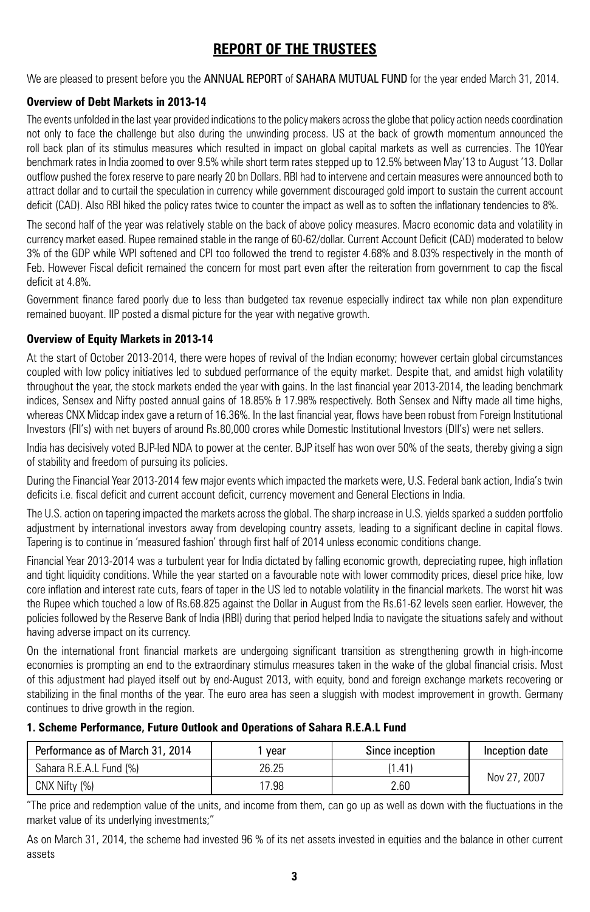# REPORT OF THE TRUSTEES

We are pleased to present before you the ANNUAL REPORT of SAHARA MUTUAL FUND for the year ended March 31, 2014.

### Overview of Debt Markets in 2013-14

The events unfolded in the last year provided indications to the policy makers across the globe that policy action needs coordination not only to face the challenge but also during the unwinding process. US at the back of growth momentum announced the roll back plan of its stimulus measures which resulted in impact on global capital markets as well as currencies. The 10Year benchmark rates in India zoomed to over 9.5% while short term rates stepped up to 12.5% between May'13 to August '13. Dollar outflow pushed the forex reserve to pare nearly 20 bn Dollars. RBI had to intervene and certain measures were announced both to attract dollar and to curtail the speculation in currency while government discouraged gold import to sustain the current account deficit (CAD). Also RBI hiked the policy rates twice to counter the impact as well as to soften the inflationary tendencies to 8%.

The second half of the year was relatively stable on the back of above policy measures. Macro economic data and volatility in currency market eased. Rupee remained stable in the range of 60-62/dollar. Current Account Deficit (CAD) moderated to below 3% of the GDP while WPI softened and CPI too followed the trend to register 4.68% and 8.03% respectively in the month of Feb. However Fiscal deficit remained the concern for most part even after the reiteration from government to cap the fiscal deficit at 4.8%.

Government finance fared poorly due to less than budgeted tax revenue especially indirect tax while non plan expenditure remained buoyant. IIP posted a dismal picture for the year with negative growth.

### Overview of Equity Markets in 2013-14

At the start of October 2013-2014, there were hopes of revival of the Indian economy; however certain global circumstances coupled with low policy initiatives led to subdued performance of the equity market. Despite that, and amidst high volatility throughout the year, the stock markets ended the year with gains. In the last financial year 2013-2014, the leading benchmark indices, Sensex and Nifty posted annual gains of 18.85% & 17.98% respectively. Both Sensex and Nifty made all time highs, whereas CNX Midcap index gave a return of 16.36%. In the last financial year, flows have been robust from Foreign Institutional Investors (FII's) with net buyers of around Rs.80,000 crores while Domestic Institutional Investors (DII's) were net sellers.

India has decisively voted BJP-led NDA to power at the center. BJP itself has won over 50% of the seats, thereby giving a sign of stability and freedom of pursuing its policies.

During the Financial Year 2013-2014 few major events which impacted the markets were, U.S. Federal bank action, India's twin deficits i.e. fiscal deficit and current account deficit, currency movement and General Elections in India.

The U.S. action on tapering impacted the markets across the global. The sharp increase in U.S. yields sparked a sudden portfolio adjustment by international investors away from developing country assets, leading to a significant decline in capital flows. Tapering is to continue in 'measured fashion' through first half of 2014 unless economic conditions change.

Financial Year 2013-2014 was a turbulent year for India dictated by falling economic growth, depreciating rupee, high inflation and tight liquidity conditions. While the year started on a favourable note with lower commodity prices, diesel price hike, low core inflation and interest rate cuts, fears of taper in the US led to notable volatility in the financial markets. The worst hit was the Rupee which touched a low of Rs.68.825 against the Dollar in August from the Rs.61-62 levels seen earlier. However, the policies followed by the Reserve Bank of India (RBI) during that period helped India to navigate the situations safely and without having adverse impact on its currency.

On the international front financial markets are undergoing significant transition as strengthening growth in high-income economies is prompting an end to the extraordinary stimulus measures taken in the wake of the global financial crisis. Most of this adjustment had played itself out by end-August 2013, with equity, bond and foreign exchange markets recovering or stabilizing in the final months of the year. The euro area has seen a sluggish with modest improvement in growth. Germany continues to drive growth in the region.

### 1. Scheme Performance, Future Outlook and Operations of Sahara R.E.A.L Fund

| Performance as of March 31, 2014 | 1 year | Since inception | Inception date |
|---|---|---|---|
| Sahara R.E.A.L Fund (%) | 26.25 | (1.41) | Nov 27, 2007 |
| CNX Nifty (%) | 17.98 | 2.60 | |

"The price and redemption value of the units, and income from them, can go up as well as down with the fluctuations in the market value of its underlying investments;"

As on March 31, 2014, the scheme had invested 96 % of its net assets invested in equities and the balance in other current assets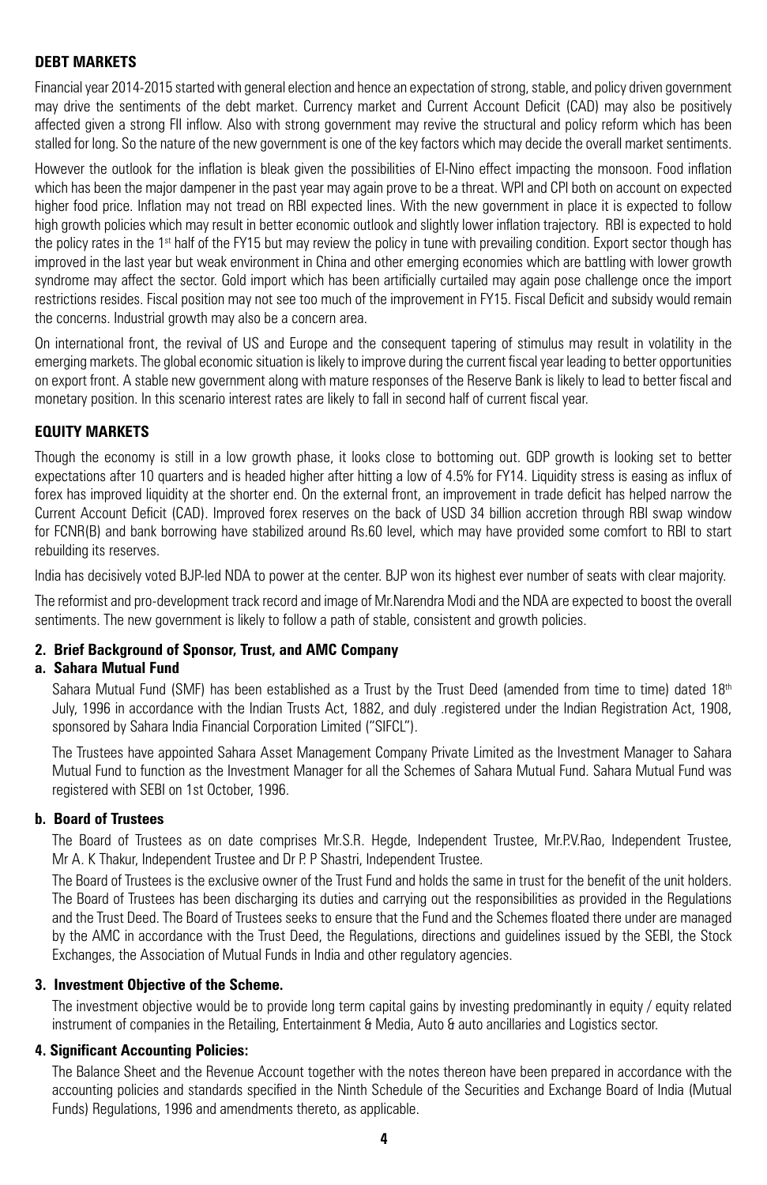## DEBT MARKETS

Financial year 2014-2015 started with general election and hence an expectation of strong, stable, and policy driven government may drive the sentiments of the debt market. Currency market and Current Account Deficit (CAD) may also be positively affected given a strong FII inflow. Also with strong government may revive the structural and policy reform which has been stalled for long. So the nature of the new government is one of the key factors which may decide the overall market sentiments.

However the outlook for the inflation is bleak given the possibilities of El-Nino effect impacting the monsoon. Food inflation which has been the major dampener in the past year may again prove to be a threat. WPI and CPI both on account on expected higher food price. Inflation may not tread on RBI expected lines. With the new government in place it is expected to follow high growth policies which may result in better economic outlook and slightly lower inflation trajectory. RBI is expected to hold the policy rates in the 1st half of the FY15 but may review the policy in tune with prevailing condition. Export sector though has improved in the last year but weak environment in China and other emerging economies which are battling with lower growth syndrome may affect the sector. Gold import which has been artificially curtailed may again pose challenge once the import restrictions resides. Fiscal position may not see too much of the improvement in FY15. Fiscal Deficit and subsidy would remain the concerns. Industrial growth may also be a concern area.

On international front, the revival of US and Europe and the consequent tapering of stimulus may result in volatility in the emerging markets. The global economic situation is likely to improve during the current fiscal year leading to better opportunities on export front. A stable new government along with mature responses of the Reserve Bank is likely to lead to better fiscal and monetary position. In this scenario interest rates are likely to fall in second half of current fiscal year.

## EQUITY MARKETS

Though the economy is still in a low growth phase, it looks close to bottoming out. GDP growth is looking set to better expectations after 10 quarters and is headed higher after hitting a low of 4.5% for FY14. Liquidity stress is easing as influx of forex has improved liquidity at the shorter end. On the external front, an improvement in trade deficit has helped narrow the Current Account Deficit (CAD). Improved forex reserves on the back of USD 34 billion accretion through RBI swap window for FCNR(B) and bank borrowing have stabilized around Rs.60 level, which may have provided some comfort to RBI to start rebuilding its reserves.

India has decisively voted BJP-led NDA to power at the center. BJP won its highest ever number of seats with clear majority.

The reformist and pro-development track record and image of Mr.Narendra Modi and the NDA are expected to boost the overall sentiments. The new government is likely to follow a path of stable, consistent and growth policies.

### 2. Brief Background of Sponsor, Trust, and AMC Company

#### a. Sahara Mutual Fund

Sahara Mutual Fund (SMF) has been established as a Trust by the Trust Deed (amended from time to time) dated 18th July, 1996 in accordance with the Indian Trusts Act, 1882, and duly .registered under the Indian Registration Act, 1908, sponsored by Sahara India Financial Corporation Limited ("SIFCL").

The Trustees have appointed Sahara Asset Management Company Private Limited as the Investment Manager to Sahara Mutual Fund to function as the Investment Manager for all the Schemes of Sahara Mutual Fund. Sahara Mutual Fund was registered with SEBI on 1st October, 1996.

#### b. Board of Trustees

The Board of Trustees as on date comprises Mr.S.R. Hegde, Independent Trustee, Mr.P.V.Rao, Independent Trustee, Mr A. K Thakur, Independent Trustee and Dr P. P Shastri, Independent Trustee.

The Board of Trustees is the exclusive owner of the Trust Fund and holds the same in trust for the benefit of the unit holders. The Board of Trustees has been discharging its duties and carrying out the responsibilities as provided in the Regulations and the Trust Deed. The Board of Trustees seeks to ensure that the Fund and the Schemes floated there under are managed by the AMC in accordance with the Trust Deed, the Regulations, directions and guidelines issued by the SEBI, the Stock Exchanges, the Association of Mutual Funds in India and other regulatory agencies.

### 3. Investment Objective of the Scheme.

The investment objective would be to provide long term capital gains by investing predominantly in equity / equity related instrument of companies in the Retailing, Entertainment & Media, Auto & auto ancillaries and Logistics sector.

### 4. Significant Accounting Policies:

The Balance Sheet and the Revenue Account together with the notes thereon have been prepared in accordance with the accounting policies and standards specified in the Ninth Schedule of the Securities and Exchange Board of India (Mutual Funds) Regulations, 1996 and amendments thereto, as applicable.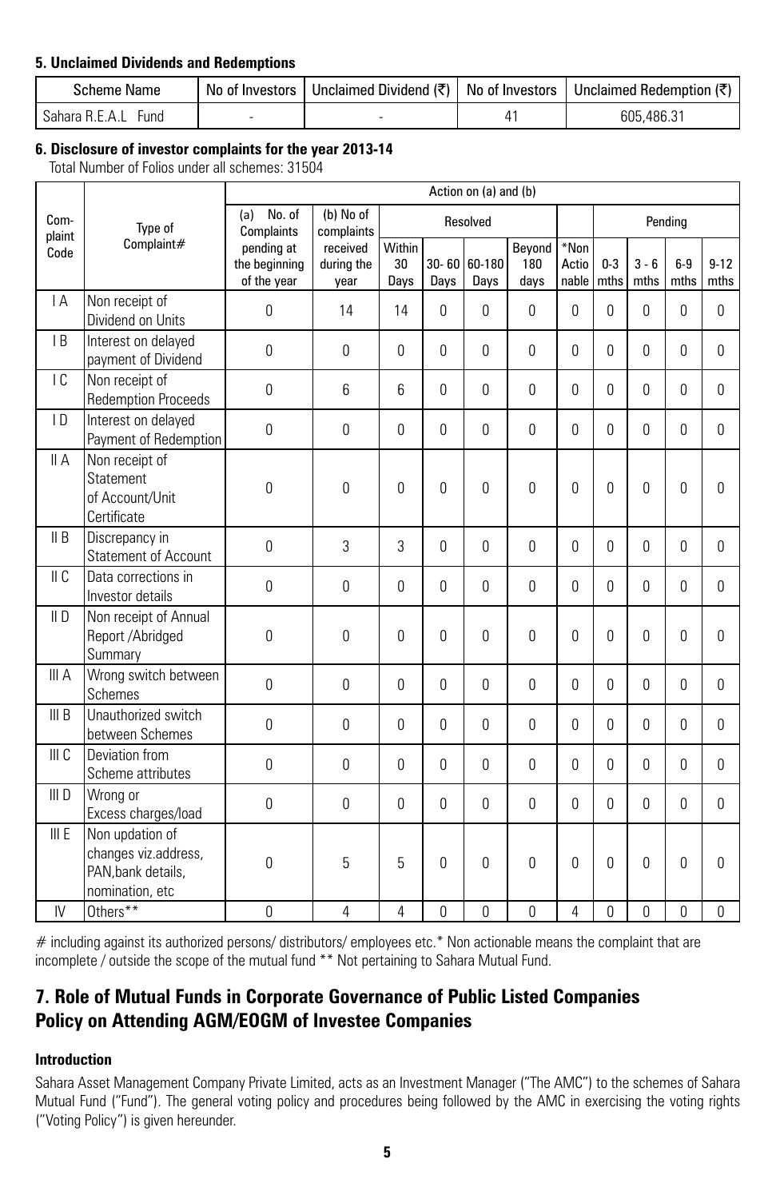### 5. Unclaimed Dividends and Redemptions

| Scheme Name | No of Investors | Unclaimed Dividend (₹) | No of Investors | Unclaimed Redemption (₹) |
|---|---|---|---|---|
| Sahara R.E.A.L Fund | - | - | 41 | 605,486.31 |

### 6. Disclosure of investor complaints for the year 2013-14

Total Number of Folios under all schemes: 31504

| Com-plaint Code | Type of Complaint# | Action on (a) and (b) | | | | | | | | | | |
|---|---|---|---|---|---|---|---|---|---|---|---|---|
| | | (a) No. of Complaints pending at the beginning of the year | (b) No of complaints received during the year | Resolved | | | | | Pending | | | |
| | | | | Within 30 Days | 30- 60 Days | 60-180 Days | Beyond 180 days | *Non Actionable | 0-3 mths | 3 - 6 mths | 6-9 mths | 9-12 mths |
| I A | Non receipt of Dividend on Units | 0 | 14 | 14 | 0 | 0 | 0 | 0 | 0 | 0 | 0 | 0 |
| I B | Interest on delayed payment of Dividend | 0 | 0 | 0 | 0 | 0 | 0 | 0 | 0 | 0 | 0 | 0 |
| I C | Non receipt of Redemption Proceeds | 0 | 6 | 6 | 0 | 0 | 0 | 0 | 0 | 0 | 0 | 0 |
| I D | Interest on delayed Payment of Redemption | 0 | 0 | 0 | 0 | 0 | 0 | 0 | 0 | 0 | 0 | 0 |
| II A | Non receipt of Statement of Account/Unit Certificate | 0 | 0 | 0 | 0 | 0 | 0 | 0 | 0 | 0 | 0 | 0 |
| II B | Discrepancy in Statement of Account | 0 | 3 | 3 | 0 | 0 | 0 | 0 | 0 | 0 | 0 | 0 |
| II C | Data corrections in Investor details | 0 | 0 | 0 | 0 | 0 | 0 | 0 | 0 | 0 | 0 | 0 |
| II D | Non receipt of Annual Report /Abridged Summary | 0 | 0 | 0 | 0 | 0 | 0 | 0 | 0 | 0 | 0 | 0 |
| III A | Wrong switch between Schemes | 0 | 0 | 0 | 0 | 0 | 0 | 0 | 0 | 0 | 0 | 0 |
| III B | Unauthorized switch between Schemes | 0 | 0 | 0 | 0 | 0 | 0 | 0 | 0 | 0 | 0 | 0 |
| III C | Deviation from Scheme attributes | 0 | 0 | 0 | 0 | 0 | 0 | 0 | 0 | 0 | 0 | 0 |
| III D | Wrong or Excess charges/load | 0 | 0 | 0 | 0 | 0 | 0 | 0 | 0 | 0 | 0 | 0 |
| III E | Non updation of changes viz.address, PAN,bank details, nomination, etc | 0 | 5 | 5 | 0 | 0 | 0 | 0 | 0 | 0 | 0 | 0 |
| IV | Others** | 0 | 4 | 4 | 0 | 0 | 0 | 4 | 0 | 0 | 0 | 0 |

# including against its authorized persons/ distributors/ employees etc.* Non actionable means the complaint that are incomplete / outside the scope of the mutual fund ** Not pertaining to Sahara Mutual Fund.

## 7. Role of Mutual Funds in Corporate Governance of Public Listed Companies Policy on Attending AGM/EOGM of Investee Companies

**Introduction**

Sahara Asset Management Company Private Limited, acts as an Investment Manager ("The AMC") to the schemes of Sahara Mutual Fund ("Fund"). The general voting policy and procedures being followed by the AMC in exercising the voting rights ("Voting Policy") is given hereunder.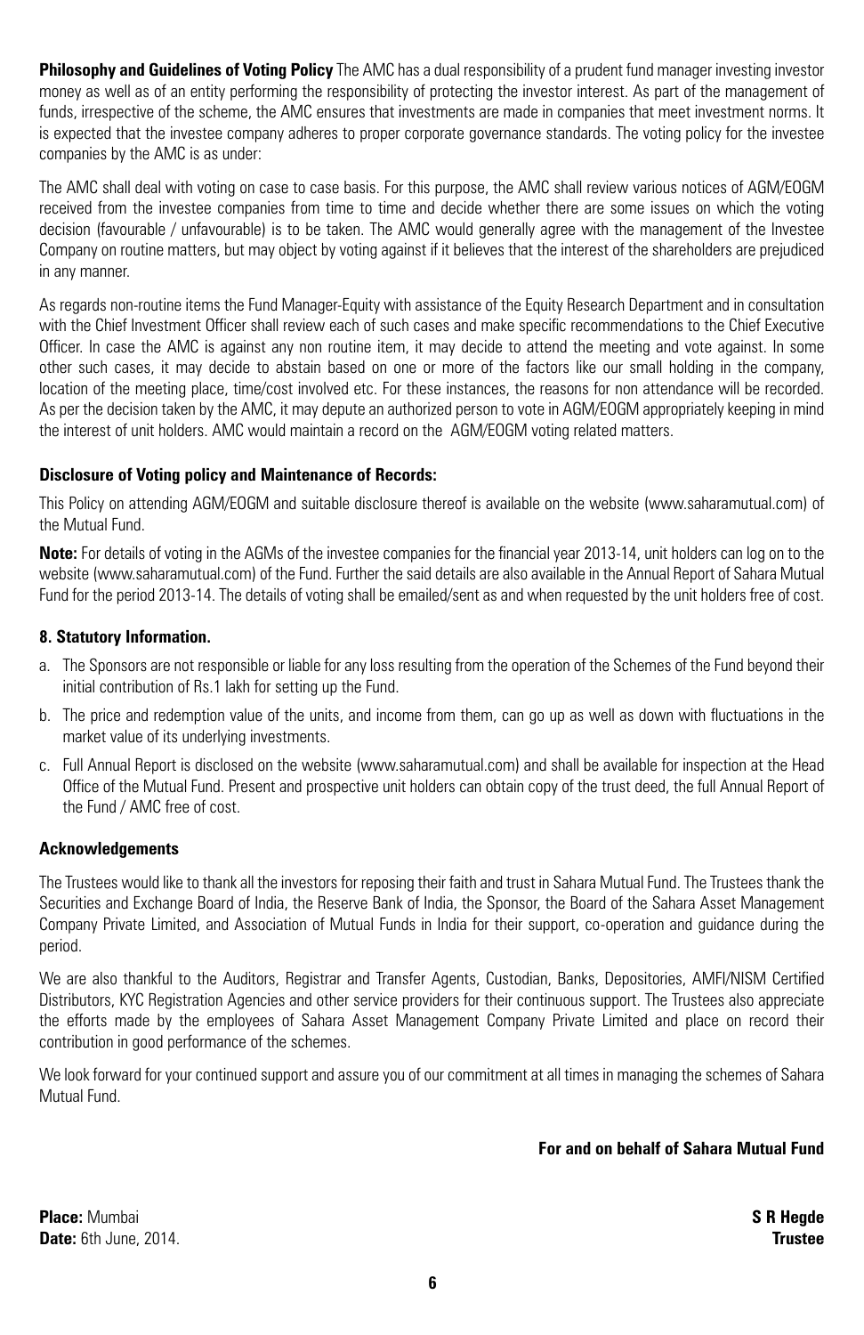**Philosophy and Guidelines of Voting Policy** The AMC has a dual responsibility of a prudent fund manager investing investor money as well as of an entity performing the responsibility of protecting the investor interest. As part of the management of funds, irrespective of the scheme, the AMC ensures that investments are made in companies that meet investment norms. It is expected that the investee company adheres to proper corporate governance standards. The voting policy for the investee companies by the AMC is as under:

The AMC shall deal with voting on case to case basis. For this purpose, the AMC shall review various notices of AGM/EOGM received from the investee companies from time to time and decide whether there are some issues on which the voting decision (favourable / unfavourable) is to be taken. The AMC would generally agree with the management of the Investee Company on routine matters, but may object by voting against if it believes that the interest of the shareholders are prejudiced in any manner.

As regards non-routine items the Fund Manager-Equity with assistance of the Equity Research Department and in consultation with the Chief Investment Officer shall review each of such cases and make specific recommendations to the Chief Executive Officer. In case the AMC is against any non routine item, it may decide to attend the meeting and vote against. In some other such cases, it may decide to abstain based on one or more of the factors like our small holding in the company, location of the meeting place, time/cost involved etc. For these instances, the reasons for non attendance will be recorded. As per the decision taken by the AMC, it may depute an authorized person to vote in AGM/EOGM appropriately keeping in mind the interest of unit holders. AMC would maintain a record on the AGM/EOGM voting related matters.

**Disclosure of Voting policy and Maintenance of Records:**

This Policy on attending AGM/EOGM and suitable disclosure thereof is available on the website (www.saharamutual.com) of the Mutual Fund.

**Note:** For details of voting in the AGMs of the investee companies for the financial year 2013-14, unit holders can log on to the website (www.saharamutual.com) of the Fund. Further the said details are also available in the Annual Report of Sahara Mutual Fund for the period 2013-14. The details of voting shall be emailed/sent as and when requested by the unit holders free of cost.

**8. Statutory Information.**

a. The Sponsors are not responsible or liable for any loss resulting from the operation of the Schemes of the Fund beyond their initial contribution of Rs.1 lakh for setting up the Fund.

b. The price and redemption value of the units, and income from them, can go up as well as down with fluctuations in the market value of its underlying investments.

c. Full Annual Report is disclosed on the website (www.saharamutual.com) and shall be available for inspection at the Head Office of the Mutual Fund. Present and prospective unit holders can obtain copy of the trust deed, the full Annual Report of the Fund / AMC free of cost.

**Acknowledgements**

The Trustees would like to thank all the investors for reposing their faith and trust in Sahara Mutual Fund. The Trustees thank the Securities and Exchange Board of India, the Reserve Bank of India, the Sponsor, the Board of the Sahara Asset Management Company Private Limited, and Association of Mutual Funds in India for their support, co-operation and guidance during the period.

We are also thankful to the Auditors, Registrar and Transfer Agents, Custodian, Banks, Depositories, AMFI/NISM Certified Distributors, KYC Registration Agencies and other service providers for their continuous support. The Trustees also appreciate the efforts made by the employees of Sahara Asset Management Company Private Limited and place on record their contribution in good performance of the schemes.

We look forward for your continued support and assure you of our commitment at all times in managing the schemes of Sahara Mutual Fund.

**For and on behalf of Sahara Mutual Fund**

**Place:** Mumbai
**Date:** 6th June, 2014.

**S R Hegde**
**Trustee**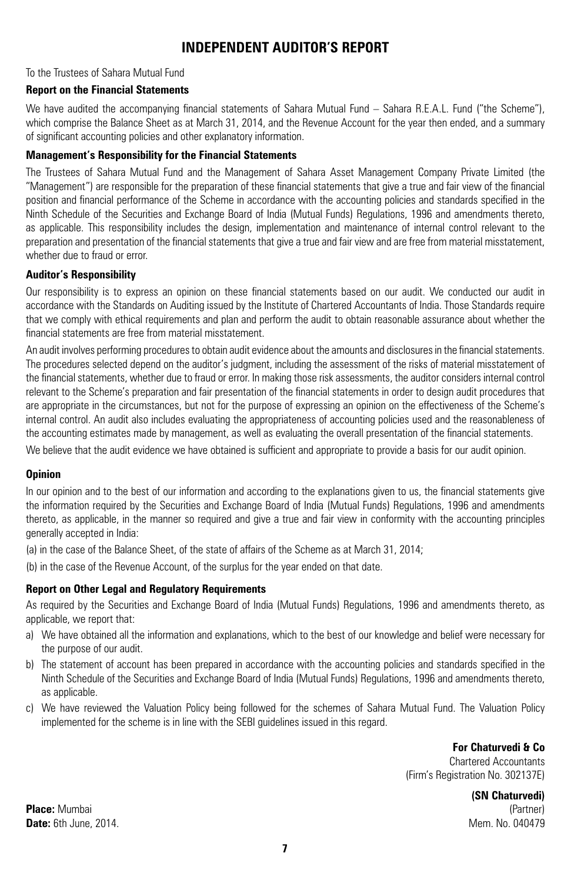# INDEPENDENT AUDITOR'S REPORT

To the Trustees of Sahara Mutual Fund

**Report on the Financial Statements**

We have audited the accompanying financial statements of Sahara Mutual Fund – Sahara R.E.A.L. Fund ("the Scheme"), which comprise the Balance Sheet as at March 31, 2014, and the Revenue Account for the year then ended, and a summary of significant accounting policies and other explanatory information.

**Management's Responsibility for the Financial Statements**

The Trustees of Sahara Mutual Fund and the Management of Sahara Asset Management Company Private Limited (the "Management") are responsible for the preparation of these financial statements that give a true and fair view of the financial position and financial performance of the Scheme in accordance with the accounting policies and standards specified in the Ninth Schedule of the Securities and Exchange Board of India (Mutual Funds) Regulations, 1996 and amendments thereto, as applicable. This responsibility includes the design, implementation and maintenance of internal control relevant to the preparation and presentation of the financial statements that give a true and fair view and are free from material misstatement, whether due to fraud or error.

**Auditor's Responsibility**

Our responsibility is to express an opinion on these financial statements based on our audit. We conducted our audit in accordance with the Standards on Auditing issued by the Institute of Chartered Accountants of India. Those Standards require that we comply with ethical requirements and plan and perform the audit to obtain reasonable assurance about whether the financial statements are free from material misstatement.

An audit involves performing procedures to obtain audit evidence about the amounts and disclosures in the financial statements. The procedures selected depend on the auditor's judgment, including the assessment of the risks of material misstatement of the financial statements, whether due to fraud or error. In making those risk assessments, the auditor considers internal control relevant to the Scheme's preparation and fair presentation of the financial statements in order to design audit procedures that are appropriate in the circumstances, but not for the purpose of expressing an opinion on the effectiveness of the Scheme's internal control. An audit also includes evaluating the appropriateness of accounting policies used and the reasonableness of the accounting estimates made by management, as well as evaluating the overall presentation of the financial statements.

We believe that the audit evidence we have obtained is sufficient and appropriate to provide a basis for our audit opinion.

**Opinion**

In our opinion and to the best of our information and according to the explanations given to us, the financial statements give the information required by the Securities and Exchange Board of India (Mutual Funds) Regulations, 1996 and amendments thereto, as applicable, in the manner so required and give a true and fair view in conformity with the accounting principles generally accepted in India:

(a) in the case of the Balance Sheet, of the state of affairs of the Scheme as at March 31, 2014;

(b) in the case of the Revenue Account, of the surplus for the year ended on that date.

**Report on Other Legal and Regulatory Requirements**

As required by the Securities and Exchange Board of India (Mutual Funds) Regulations, 1996 and amendments thereto, as applicable, we report that:

a) We have obtained all the information and explanations, which to the best of our knowledge and belief were necessary for the purpose of our audit.

b) The statement of account has been prepared in accordance with the accounting policies and standards specified in the Ninth Schedule of the Securities and Exchange Board of India (Mutual Funds) Regulations, 1996 and amendments thereto, as applicable.

c) We have reviewed the Valuation Policy being followed for the schemes of Sahara Mutual Fund. The Valuation Policy implemented for the scheme is in line with the SEBI guidelines issued in this regard.

**For Chaturvedi & Co**
Chartered Accountants
(Firm's Registration No. 302137E)

**(SN Chaturvedi)**
(Partner)
Mem. No. 040479

**Place:** Mumbai
**Date:** 6th June, 2014.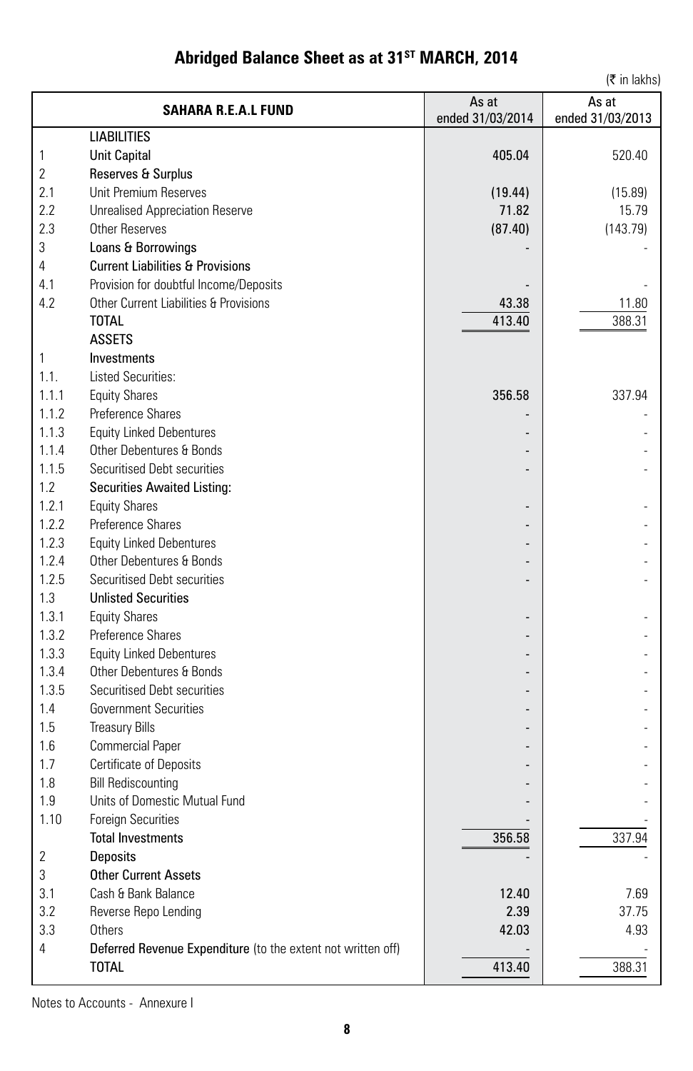# Abridged Balance Sheet as at 31ST MARCH, 2014

(₹ in lakhs)

| | SAHARA R.E.A.L FUND | As at ended 31/03/2014 | As at ended 31/03/2013 |
|---|---|---|---|
| | **LIABILITIES** | | |
| 1 | **Unit Capital** | 405.04 | 520.40 |
| 2 | **Reserves & Surplus** | | |
| 2.1 | Unit Premium Reserves | (19.44) | (15.89) |
| 2.2 | Unrealised Appreciation Reserve | 71.82 | 15.79 |
| 2.3 | Other Reserves | (87.40) | (143.79) |
| 3 | **Loans & Borrowings** | - | - |
| 4 | **Current Liabilities & Provisions** | | |
| 4.1 | Provision for doubtful Income/Deposits | - | - |
| 4.2 | Other Current Liabilities & Provisions | 43.38 | 11.80 |
| | **TOTAL** | 413.40 | 388.31 |
| | **ASSETS** | | |
| 1 | **Investments** | | |
| 1.1. | Listed Securities: | | |
| 1.1.1 | Equity Shares | 356.58 | 337.94 |
| 1.1.2 | Preference Shares | - | - |
| 1.1.3 | Equity Linked Debentures | - | - |
| 1.1.4 | Other Debentures & Bonds | - | - |
| 1.1.5 | Securitised Debt securities | - | - |
| 1.2 | **Securities Awaited Listing:** | | |
| 1.2.1 | Equity Shares | - | - |
| 1.2.2 | Preference Shares | - | - |
| 1.2.3 | Equity Linked Debentures | - | - |
| 1.2.4 | Other Debentures & Bonds | - | - |
| 1.2.5 | Securitised Debt securities | - | - |
| 1.3 | **Unlisted Securities** | | |
| 1.3.1 | Equity Shares | - | - |
| 1.3.2 | Preference Shares | - | - |
| 1.3.3 | Equity Linked Debentures | - | - |
| 1.3.4 | Other Debentures & Bonds | - | - |
| 1.3.5 | Securitised Debt securities | - | - |
| 1.4 | Government Securities | - | - |
| 1.5 | Treasury Bills | - | - |
| 1.6 | Commercial Paper | - | - |
| 1.7 | Certificate of Deposits | - | - |
| 1.8 | Bill Rediscounting | - | - |
| 1.9 | Units of Domestic Mutual Fund | - | - |
| 1.10 | Foreign Securities | - | - |
| | **Total Investments** | 356.58 | 337.94 |
| 2 | **Deposits** | - | - |
| 3 | **Other Current Assets** | | |
| 3.1 | Cash & Bank Balance | 12.40 | 7.69 |
| 3.2 | Reverse Repo Lending | 2.39 | 37.75 |
| 3.3 | Others | 42.03 | 4.93 |
| 4 | **Deferred Revenue Expenditure** (to the extent not written off) | - | - |
| | **TOTAL** | 413.40 | 388.31 |

Notes to Accounts - Annexure I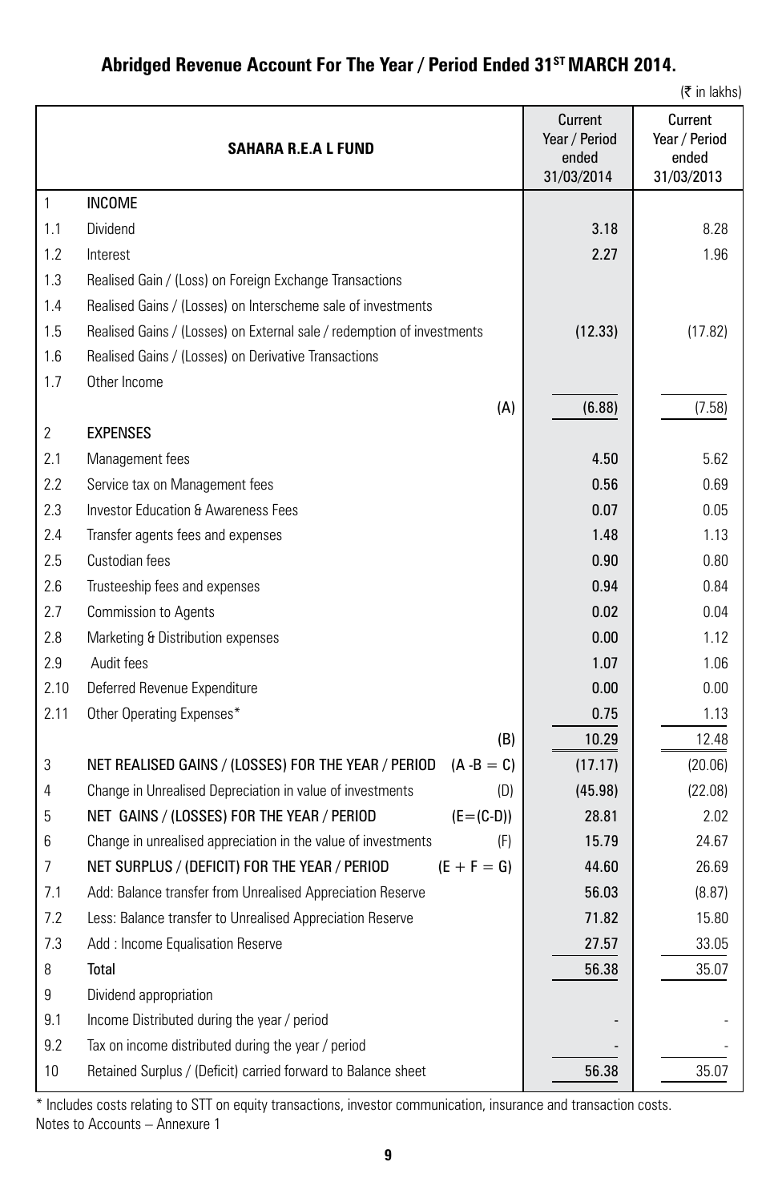## Abridged Revenue Account For The Year / Period Ended 31ST MARCH 2014.

(₹ in lakhs)

| | SAHARA R.E.A L FUND | | Current Year / Period ended 31/03/2014 | Current Year / Period ended 31/03/2013 |
|---|---|---|---|---|
| 1 | INCOME | | | |
| 1.1 | Dividend | | 3.18 | 8.28 |
| 1.2 | Interest | | 2.27 | 1.96 |
| 1.3 | Realised Gain / (Loss) on Foreign Exchange Transactions | | | |
| 1.4 | Realised Gains / (Losses) on Interscheme sale of investments | | | |
| 1.5 | Realised Gains / (Losses) on External sale / redemption of investments | | (12.33) | (17.82) |
| 1.6 | Realised Gains / (Losses) on Derivative Transactions | | | |
| 1.7 | Other Income | | | |
| | | (A) | (6.88) | (7.58) |
| 2 | EXPENSES | | | |
| 2.1 | Management fees | | 4.50 | 5.62 |
| 2.2 | Service tax on Management fees | | 0.56 | 0.69 |
| 2.3 | Investor Education & Awareness Fees | | 0.07 | 0.05 |
| 2.4 | Transfer agents fees and expenses | | 1.48 | 1.13 |
| 2.5 | Custodian fees | | 0.90 | 0.80 |
| 2.6 | Trusteeship fees and expenses | | 0.94 | 0.84 |
| 2.7 | Commission to Agents | | 0.02 | 0.04 |
| 2.8 | Marketing & Distribution expenses | | 0.00 | 1.12 |
| 2.9 | Audit fees | | 1.07 | 1.06 |
| 2.10 | Deferred Revenue Expenditure | | 0.00 | 0.00 |
| 2.11 | Other Operating Expenses* | | 0.75 | 1.13 |
| | | (B) | 10.29 | 12.48 |
| 3 | NET REALISED GAINS / (LOSSES) FOR THE YEAR / PERIOD | (A -B = C) | (17.17) | (20.06) |
| 4 | Change in Unrealised Depreciation in value of investments | (D) | (45.98) | (22.08) |
| 5 | NET GAINS / (LOSSES) FOR THE YEAR / PERIOD | (E=(C-D)) | 28.81 | 2.02 |
| 6 | Change in unrealised appreciation in the value of investments | (F) | 15.79 | 24.67 |
| 7 | NET SURPLUS / (DEFICIT) FOR THE YEAR / PERIOD | (E + F = G) | 44.60 | 26.69 |
| 7.1 | Add: Balance transfer from Unrealised Appreciation Reserve | | 56.03 | (8.87) |
| 7.2 | Less: Balance transfer to Unrealised Appreciation Reserve | | 71.82 | 15.80 |
| 7.3 | Add : Income Equalisation Reserve | | 27.57 | 33.05 |
| 8 | Total | | 56.38 | 35.07 |
| 9 | Dividend appropriation | | | |
| 9.1 | Income Distributed during the year / period | | - | - |
| 9.2 | Tax on income distributed during the year / period | | - | - |
| 10 | Retained Surplus / (Deficit) carried forward to Balance sheet | | 56.38 | 35.07 |

* Includes costs relating to STT on equity transactions, investor communication, insurance and transaction costs.

Notes to Accounts – Annexure 1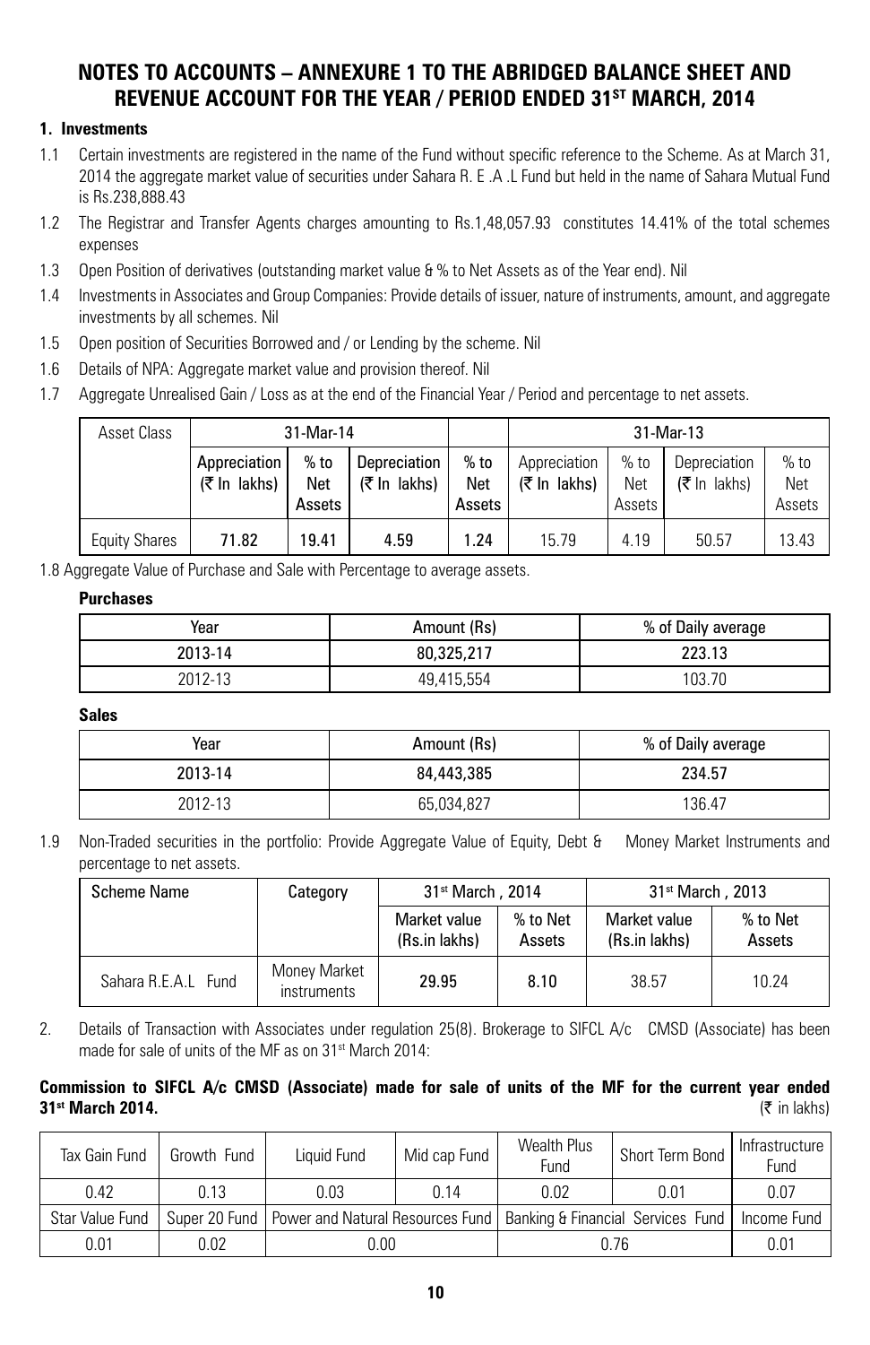# NOTES TO ACCOUNTS – ANNEXURE 1 TO THE ABRIDGED BALANCE SHEET AND REVENUE ACCOUNT FOR THE YEAR / PERIOD ENDED 31ST MARCH, 2014

## 1. Investments

1.1 Certain investments are registered in the name of the Fund without specific reference to the Scheme. As at March 31, 2014 the aggregate market value of securities under Sahara R. E .A .L Fund but held in the name of Sahara Mutual Fund is Rs.238,888.43

1.2 The Registrar and Transfer Agents charges amounting to Rs.1,48,057.93 constitutes 14.41% of the total schemes expenses

1.3 Open Position of derivatives (outstanding market value & % to Net Assets as of the Year end). Nil

1.4 Investments in Associates and Group Companies: Provide details of issuer, nature of instruments, amount, and aggregate investments by all schemes. Nil

1.5 Open position of Securities Borrowed and / or Lending by the scheme. Nil

1.6 Details of NPA: Aggregate market value and provision thereof. Nil

1.7 Aggregate Unrealised Gain / Loss as at the end of the Financial Year / Period and percentage to net assets.

| Asset Class | 31-Mar-14 | | | | 31-Mar-13 | | | |
|---|---|---|---|---|---|---|---|---|
| | Appreciation (₹ In lakhs) | % to Net Assets | Depreciation (₹ In lakhs) | % to Net Assets | Appreciation (₹ In lakhs) | % to Net Assets | Depreciation (₹ In lakhs) | % to Net Assets |
| Equity Shares | **71.82** | **19.41** | **4.59** | **1.24** | 15.79 | 4.19 | 50.57 | 13.43 |

1.8 Aggregate Value of Purchase and Sale with Percentage to average assets.

**Purchases**

| Year | Amount (Rs) | % of Daily average |
|---|---|---|
| **2013-14** | **80,325,217** | **223.13** |
| 2012-13 | 49,415,554 | 103.70 |

**Sales**

| Year | Amount (Rs) | % of Daily average |
|---|---|---|
| **2013-14** | **84,443,385** | **234.57** |
| 2012-13 | 65,034,827 | 136.47 |

1.9 Non-Traded securities in the portfolio: Provide Aggregate Value of Equity, Debt & Money Market Instruments and percentage to net assets.

| Scheme Name | Category | 31st March , 2014 | | 31st March , 2013 | |
|---|---|---|---|---|---|
| | | Market value (Rs.in lakhs) | % to Net Assets | Market value (Rs.in lakhs) | % to Net Assets |
| Sahara R.E.A.L Fund | Money Market instruments | **29.95** | **8.10** | 38.57 | 10.24 |

2. Details of Transaction with Associates under regulation 25(8). Brokerage to SIFCL A/c CMSD (Associate) has been made for sale of units of the MF as on 31st March 2014:

**Commission to SIFCL A/c CMSD (Associate) made for sale of units of the MF for the current year ended 31st March 2014.** (₹ in lakhs)

| Tax Gain Fund | Growth Fund | Liquid Fund | Mid cap Fund | Wealth Plus Fund | Short Term Bond | Infrastructure Fund |
|---|---|---|---|---|---|---|
| 0.42 | 0.13 | 0.03 | 0.14 | 0.02 | 0.01 | 0.07 |
| Star Value Fund | Super 20 Fund | Power and Natural Resources Fund | | Banking & Financial Services Fund | | Income Fund |
| 0.01 | 0.02 | 0.00 | | 0.76 | | 0.01 |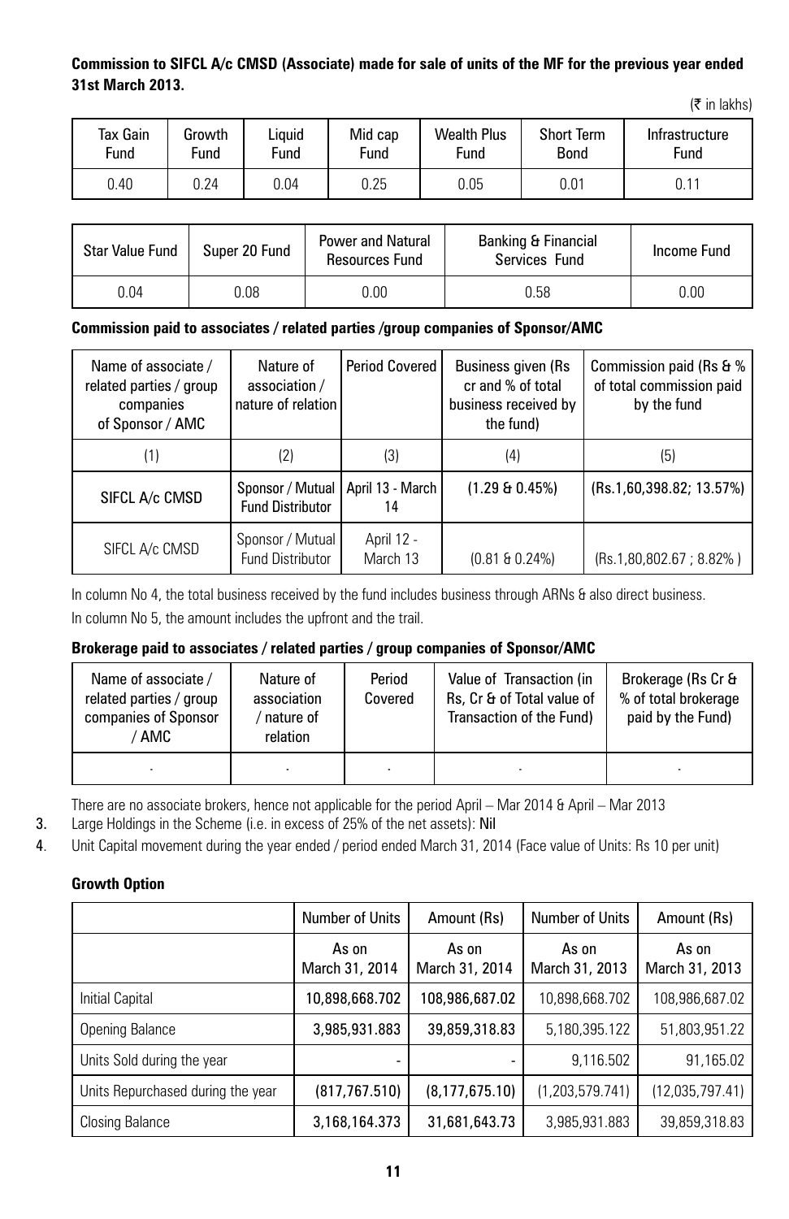**Commission to SIFCL A/c CMSD (Associate) made for sale of units of the MF for the previous year ended 31st March 2013.**

(₹ in lakhs)

| Tax Gain Fund | Growth Fund | Liquid Fund | Mid cap Fund | Wealth Plus Fund | Short Term Bond | Infrastructure Fund |
|---|---|---|---|---|---|---|
| 0.40 | 0.24 | 0.04 | 0.25 | 0.05 | 0.01 | 0.11 |

| Star Value Fund | Super 20 Fund | Power and Natural Resources Fund | Banking & Financial Services Fund | Income Fund |
|---|---|---|---|---|
| 0.04 | 0.08 | 0.00 | 0.58 | 0.00 |

**Commission paid to associates / related parties /group companies of Sponsor/AMC**

| Name of associate / related parties / group companies of Sponsor / AMC | Nature of association / nature of relation | Period Covered | Business given (Rs cr and % of total business received by the fund) | Commission paid (Rs & % of total commission paid by the fund |
|---|---|---|---|---|
| (1) | (2) | (3) | (4) | (5) |
| SIFCL A/c CMSD | Sponsor / Mutual Fund Distributor | April 13 - March 14 | (1.29 & 0.45%) | (Rs.1,60,398.82; 13.57%) |
| SIFCL A/c CMSD | Sponsor / Mutual Fund Distributor | April 12 - March 13 | (0.81 & 0.24%) | (Rs.1,80,802.67 ; 8.82% ) |

In column No 4, the total business received by the fund includes business through ARNs & also direct business.

In column No 5, the amount includes the upfront and the trail.

**Brokerage paid to associates / related parties / group companies of Sponsor/AMC**

| Name of associate / related parties / group companies of Sponsor / AMC | Nature of association / nature of relation | Period Covered | Value of Transaction (in Rs, Cr & of Total value of Transaction of the Fund) | Brokerage (Rs Cr & % of total brokerage paid by the Fund) |
|---|---|---|---|---|
| - | - | - | - | - |

There are no associate brokers, hence not applicable for the period April – Mar 2014 & April – Mar 2013

3. Large Holdings in the Scheme (i.e. in excess of 25% of the net assets): Nil
4. Unit Capital movement during the year ended / period ended March 31, 2014 (Face value of Units: Rs 10 per unit)

**Growth Option**

| | Number of Units | Amount (Rs) | Number of Units | Amount (Rs) |
|---|---|---|---|---|
| | As on March 31, 2014 | As on March 31, 2014 | As on March 31, 2013 | As on March 31, 2013 |
| Initial Capital | 10,898,668.702 | 108,986,687.02 | 10,898,668.702 | 108,986,687.02 |
| Opening Balance | 3,985,931.883 | 39,859,318.83 | 5,180,395.122 | 51,803,951.22 |
| Units Sold during the year | - | - | 9,116.502 | 91,165.02 |
| Units Repurchased during the year | (817,767.510) | (8,177,675.10) | (1,203,579.741) | (12,035,797.41) |
| Closing Balance | 3,168,164.373 | 31,681,643.73 | 3,985,931.883 | 39,859,318.83 |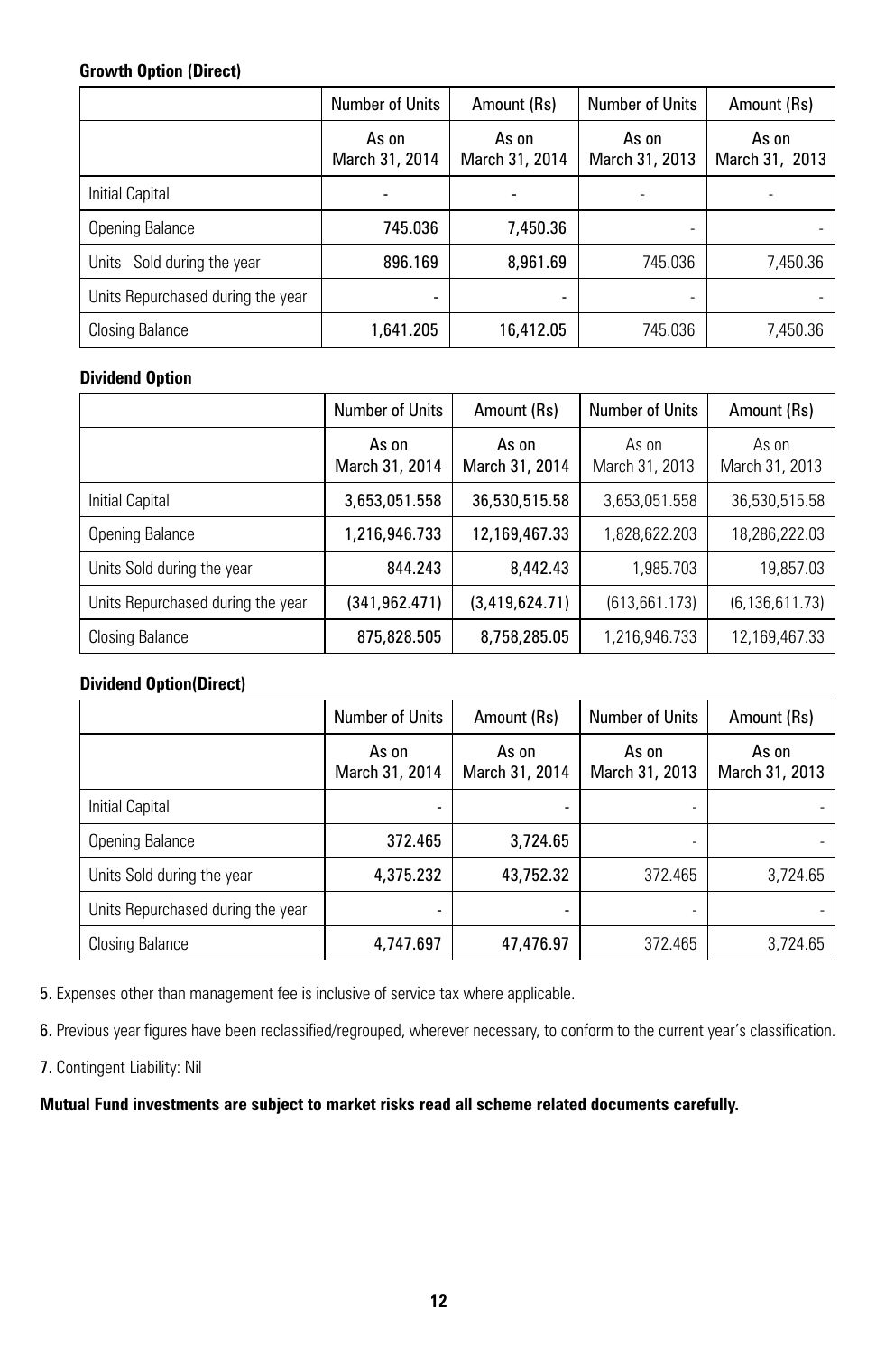**Growth Option (Direct)**

| | Number of Units | Amount (Rs) | Number of Units | Amount (Rs) |
|---|---|---|---|---|
| | As on March 31, 2014 | As on March 31, 2014 | As on March 31, 2013 | As on March 31, 2013 |
| Initial Capital | - | - | - | - |
| Opening Balance | 745.036 | 7,450.36 | - | - |
| Units Sold during the year | 896.169 | 8,961.69 | 745.036 | 7,450.36 |
| Units Repurchased during the year | - | - | - | - |
| Closing Balance | 1,641.205 | 16,412.05 | 745.036 | 7,450.36 |

**Dividend Option**

| | Number of Units | Amount (Rs) | Number of Units | Amount (Rs) |
|---|---|---|---|---|
| | As on March 31, 2014 | As on March 31, 2014 | As on March 31, 2013 | As on March 31, 2013 |
| Initial Capital | 3,653,051.558 | 36,530,515.58 | 3,653,051.558 | 36,530,515.58 |
| Opening Balance | 1,216,946.733 | 12,169,467.33 | 1,828,622.203 | 18,286,222.03 |
| Units Sold during the year | 844.243 | 8,442.43 | 1,985.703 | 19,857.03 |
| Units Repurchased during the year | (341,962.471) | (3,419,624.71) | (613,661.173) | (6,136,611.73) |
| Closing Balance | 875,828.505 | 8,758,285.05 | 1,216,946.733 | 12,169,467.33 |

**Dividend Option(Direct)**

| | Number of Units | Amount (Rs) | Number of Units | Amount (Rs) |
|---|---|---|---|---|
| | As on March 31, 2014 | As on March 31, 2014 | As on March 31, 2013 | As on March 31, 2013 |
| Initial Capital | - | - | - | - |
| Opening Balance | 372.465 | 3,724.65 | - | - |
| Units Sold during the year | 4,375.232 | 43,752.32 | 372.465 | 3,724.65 |
| Units Repurchased during the year | - | - | - | - |
| Closing Balance | 4,747.697 | 47,476.97 | 372.465 | 3,724.65 |

**5.** Expenses other than management fee is inclusive of service tax where applicable.

**6.** Previous year figures have been reclassified/regrouped, wherever necessary, to conform to the current year's classification.

**7.** Contingent Liability: Nil

**Mutual Fund investments are subject to market risks read all scheme related documents carefully.**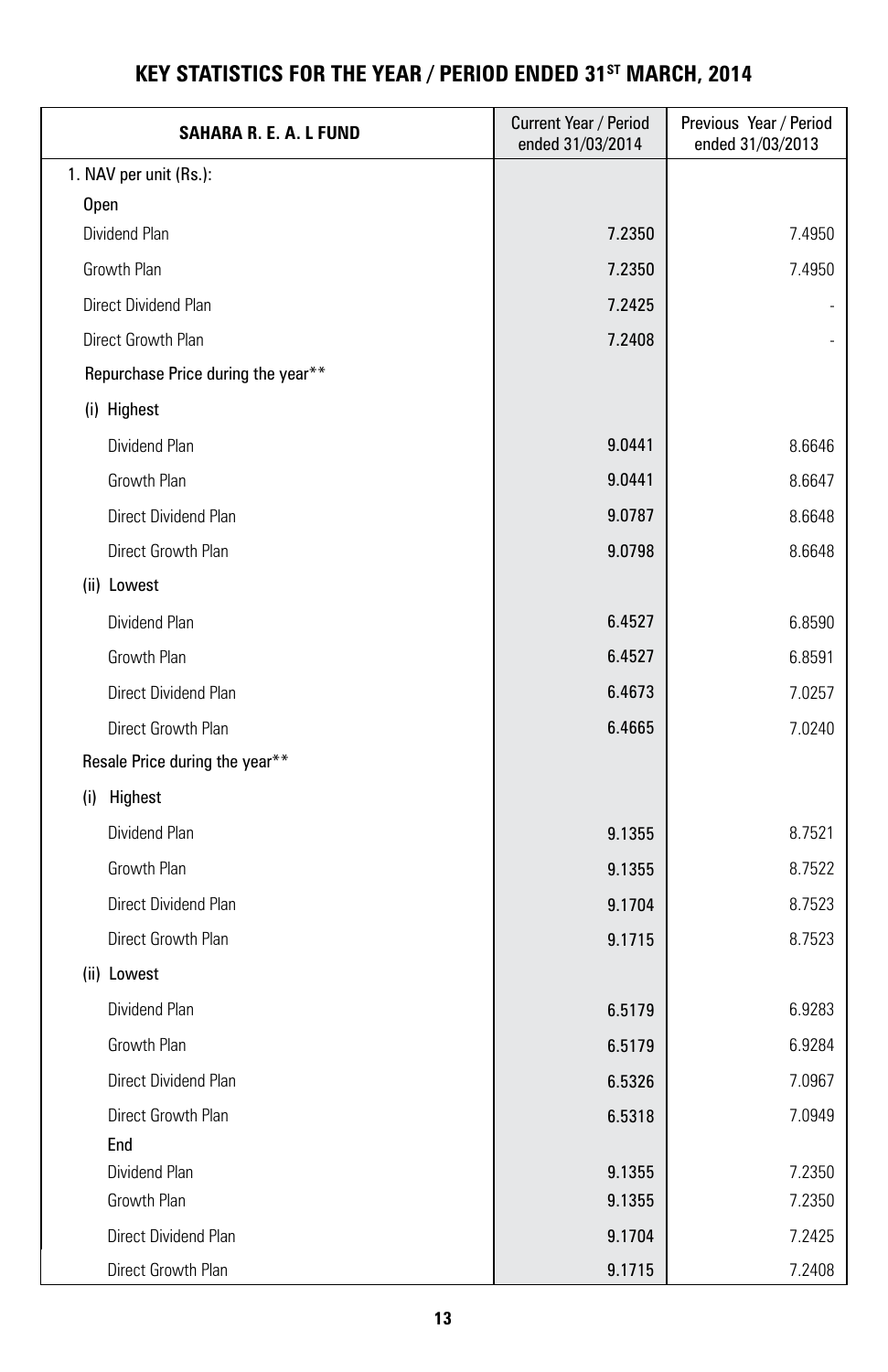# KEY STATISTICS FOR THE YEAR / PERIOD ENDED 31ST MARCH, 2014

| SAHARA R. E. A. L FUND | Current Year / Period ended 31/03/2014 | Previous Year / Period ended 31/03/2013 |
|---|---|---|
| 1. NAV per unit (Rs.): | | |
| Open | | |
| Dividend Plan | 7.2350 | 7.4950 |
| Growth Plan | 7.2350 | 7.4950 |
| Direct Dividend Plan | 7.2425 | - |
| Direct Growth Plan | 7.2408 | - |
| Repurchase Price during the year** | | |
| (i) Highest | | |
| Dividend Plan | 9.0441 | 8.6646 |
| Growth Plan | 9.0441 | 8.6647 |
| Direct Dividend Plan | 9.0787 | 8.6648 |
| Direct Growth Plan | 9.0798 | 8.6648 |
| (ii) Lowest | | |
| Dividend Plan | 6.4527 | 6.8590 |
| Growth Plan | 6.4527 | 6.8591 |
| Direct Dividend Plan | 6.4673 | 7.0257 |
| Direct Growth Plan | 6.4665 | 7.0240 |
| Resale Price during the year** | | |
| (i) Highest | | |
| Dividend Plan | 9.1355 | 8.7521 |
| Growth Plan | 9.1355 | 8.7522 |
| Direct Dividend Plan | 9.1704 | 8.7523 |
| Direct Growth Plan | 9.1715 | 8.7523 |
| (ii) Lowest | | |
| Dividend Plan | 6.5179 | 6.9283 |
| Growth Plan | 6.5179 | 6.9284 |
| Direct Dividend Plan | 6.5326 | 7.0967 |
| Direct Growth Plan | 6.5318 | 7.0949 |
| End | | |
| Dividend Plan | 9.1355 | 7.2350 |
| Growth Plan | 9.1355 | 7.2350 |
| Direct Dividend Plan | 9.1704 | 7.2425 |
| Direct Growth Plan | 9.1715 | 7.2408 |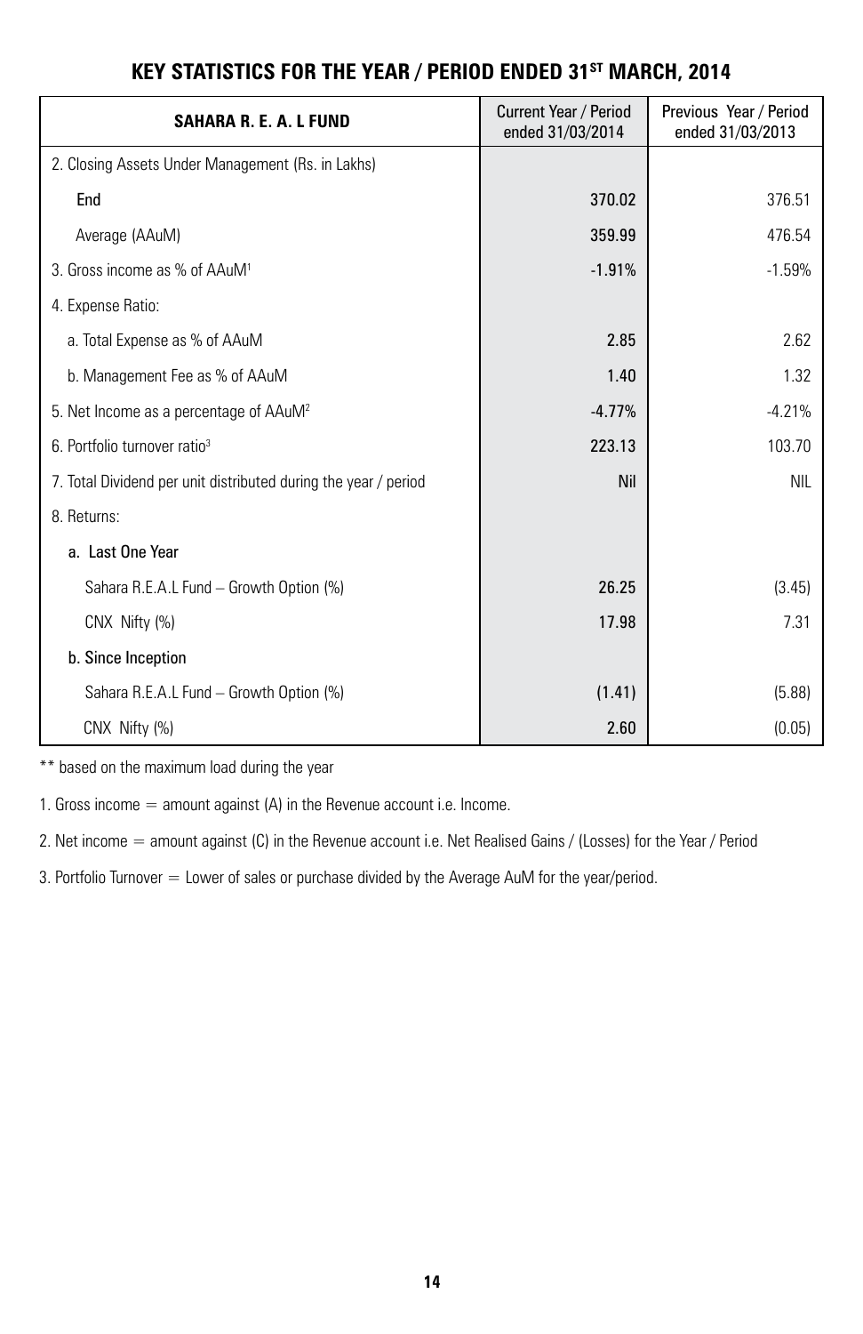# KEY STATISTICS FOR THE YEAR / PERIOD ENDED 31[ST] MARCH, 2014

| SAHARA R. E. A. L FUND | Current Year / Period ended 31/03/2014 | Previous Year / Period ended 31/03/2013 |
|---|---|---|
| 2. Closing Assets Under Management (Rs. in Lakhs) | | |
| End | 370.02 | 376.51 |
| Average (AAuM) | 359.99 | 476.54 |
| 3. Gross income as % of AAuM[1] | -1.91% | -1.59% |
| 4. Expense Ratio: | | |
| a. Total Expense as % of AAuM | 2.85 | 2.62 |
| b. Management Fee as % of AAuM | 1.40 | 1.32 |
| 5. Net Income as a percentage of AAuM[2] | -4.77% | -4.21% |
| 6. Portfolio turnover ratio[3] | 223.13 | 103.70 |
| 7. Total Dividend per unit distributed during the year / period | Nil | NIL |
| 8. Returns: | | |
| a. Last One Year | | |
| Sahara R.E.A.L Fund – Growth Option (%) | 26.25 | (3.45) |
| CNX Nifty (%) | 17.98 | 7.31 |
| b. Since Inception | | |
| Sahara R.E.A.L Fund – Growth Option (%) | (1.41) | (5.88) |
| CNX Nifty (%) | 2.60 | (0.05) |

** based on the maximum load during the year

1. Gross income = amount against (A) in the Revenue account i.e. Income.

2. Net income = amount against (C) in the Revenue account i.e. Net Realised Gains / (Losses) for the Year / Period

3. Portfolio Turnover = Lower of sales or purchase divided by the Average AuM for the year/period.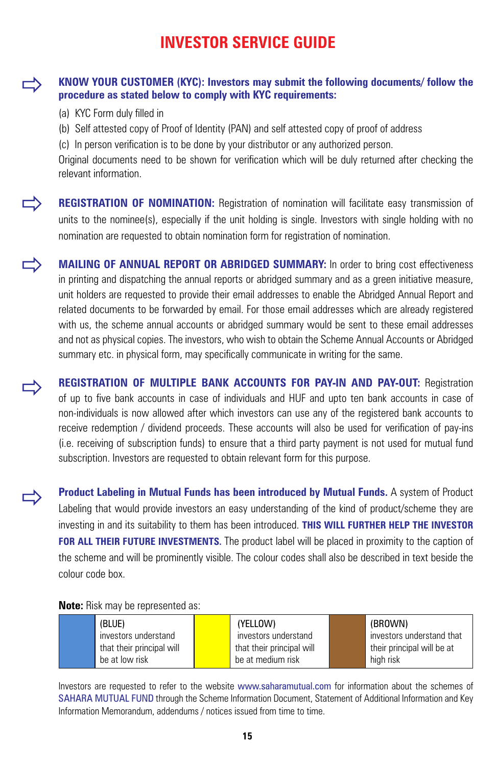# INVESTOR SERVICE GUIDE

**KNOW YOUR CUSTOMER (KYC): Investors may submit the following documents/ follow the procedure as stated below to comply with KYC requirements:**

(a) KYC Form duly filled in

(b) Self attested copy of Proof of Identity (PAN) and self attested copy of proof of address

(c) In person verification is to be done by your distributor or any authorized person.

Original documents need to be shown for verification which will be duly returned after checking the relevant information.

**REGISTRATION OF NOMINATION:** Registration of nomination will facilitate easy transmission of units to the nominee(s), especially if the unit holding is single. Investors with single holding with no nomination are requested to obtain nomination form for registration of nomination.

**MAILING OF ANNUAL REPORT OR ABRIDGED SUMMARY:** In order to bring cost effectiveness in printing and dispatching the annual reports or abridged summary and as a green initiative measure, unit holders are requested to provide their email addresses to enable the Abridged Annual Report and related documents to be forwarded by email. For those email addresses which are already registered with us, the scheme annual accounts or abridged summary would be sent to these email addresses and not as physical copies. The investors, who wish to obtain the Scheme Annual Accounts or Abridged summary etc. in physical form, may specifically communicate in writing for the same.

**REGISTRATION OF MULTIPLE BANK ACCOUNTS FOR PAY-IN AND PAY-OUT:** Registration of up to five bank accounts in case of individuals and HUF and upto ten bank accounts in case of non-individuals is now allowed after which investors can use any of the registered bank accounts to receive redemption / dividend proceeds. These accounts will also be used for verification of pay-ins (i.e. receiving of subscription funds) to ensure that a third party payment is not used for mutual fund subscription. Investors are requested to obtain relevant form for this purpose.

**Product Labeling in Mutual Funds has been introduced by Mutual Funds.** A system of Product Labeling that would provide investors an easy understanding of the kind of product/scheme they are investing in and its suitability to them has been introduced. **THIS WILL FURTHER HELP THE INVESTOR FOR ALL THEIR FUTURE INVESTMENTS.** The product label will be placed in proximity to the caption of the scheme and will be prominently visible. The colour codes shall also be described in text beside the colour code box.

**Note:** Risk may be represented as:

| | | | | | |
|---|---|---|---|---|---|
| | (BLUE) investors understand that their principal will be at low risk | | (YELLOW) investors understand that their principal will be at medium risk | | (BROWN) investors understand that their principal will be at high risk |

Investors are requested to refer to the website www.saharamutual.com for information about the schemes of SAHARA MUTUAL FUND through the Scheme Information Document, Statement of Additional Information and Key Information Memorandum, addendums / notices issued from time to time.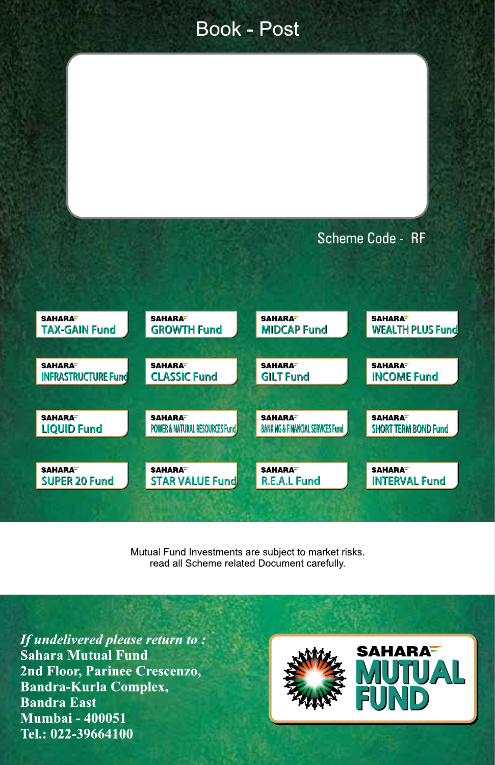# Book - Post

Scheme Code - RF

SAHARA TAX-GAIN Fund

SAHARA GROWTH Fund

SAHARA MIDCAP Fund

SAHARA WEALTH PLUS Fund

SAHARA INFRASTRUCTURE Fund

SAHARA CLASSIC Fund

SAHARA GILT Fund

SAHARA INCOME Fund

SAHARA LIQUID Fund

SAHARA POWER & NATURAL RESOURCES Fund

SAHARA BANKING & FINANCIAL SERVICES Fund

SAHARA SHORT TERM BOND Fund

SAHARA SUPER 20 Fund

SAHARA STAR VALUE Fund

SAHARA R.E.A.L Fund

SAHARA INTERVAL Fund

Mutual Fund Investments are subject to market risks.
read all Scheme related Document carefully.

***If undelivered please return to :***
**Sahara Mutual Fund**
**2nd Floor, Parinee Crescenzo,**
**Bandra-Kurla Complex,**
**Bandra East**
**Mumbai - 400051**
**Tel.: 022-39664100**

SAHARA MUTUAL FUND